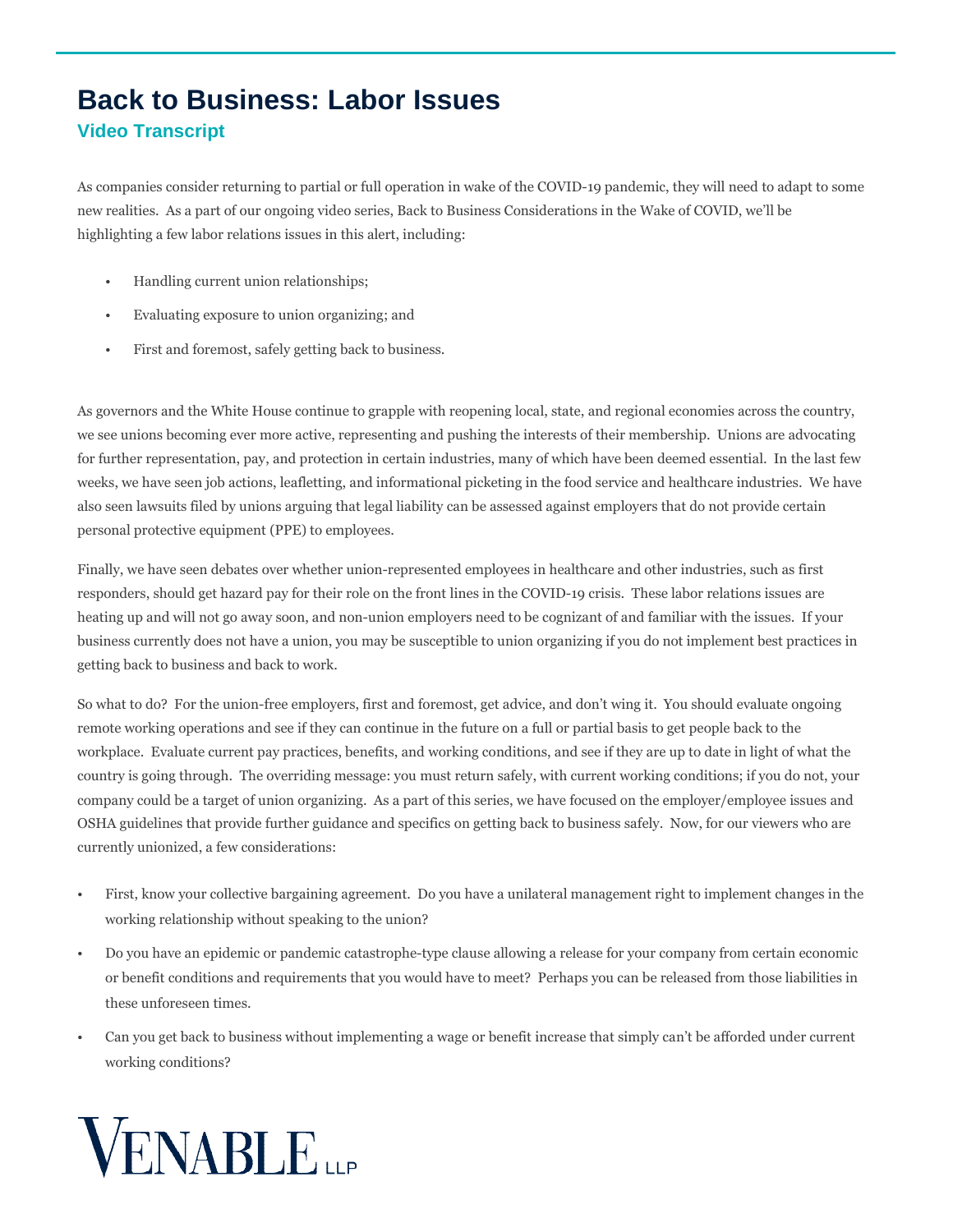# Back to Business: Labor Issues

## Video Transcript

As companies consider returning to partial or full operation in wake of the COVID-19 pandemic, they will need to adapt to some new realities. As a part of our ongoing video series, Back to Business Considerations in the Wake of COVID, we'll be highlighting a few labor relations issues in this alert, including:

- Handling current union relationships;
- Evaluating exposure to union organizing; and
- First and foremost, safely getting back to business.

As governors and the White House continue to grapple with reopening local, state, and regional economies across the country, we see unions becoming ever more active, representing and pushing the interests of their membership. Unions are advocating for further representation, pay, and protection in certain industries, many of which have been deemed essential. In the last few weeks, we have seen job actions, leafletting, and informational picketing in the food service and healthcare industries. We have also seen lawsuits filed by unions arguing that legal liability can be assessed against employers that do not provide certain personal protective equipment (PPE) to employees.

Finally, we have seen debates over whether union-represented employees in healthcare and other industries, such as first responders, should get hazard pay for their role on the front lines in the COVID-19 crisis. These labor relations issues are heating up and will not go away soon, and non-union employers need to be cognizant of and familiar with the issues. If your business currently does not have a union, you may be susceptible to union organizing if you do not implement best practices in getting back to business and back to work.

So what to do? For the union-free employers, first and foremost, get advice, and don't wing it. You should evaluate ongoing remote working operations and see if they can continue in the future on a full or partial basis to get people back to the workplace. Evaluate current pay practices, benefits, and working conditions, and see if they are up to date in light of what the country is going through. The overriding message: you must return safely, with current working conditions; if you do not, your company could be a target of union organizing. As a part of this series, we have focused on the employer/employee issues and OSHA guidelines that provide further guidance and specifics on getting back to business safely. Now, for our viewers who are currently unionized, a few considerations:

- First, know your collective bargaining agreement. Do you have a unilateral management right to implement changes in the working relationship without speaking to the union?
- Do you have an epidemic or pandemic catastrophe-type clause allowing a release for your company from certain economic or benefit conditions and requirements that you would have to meet? Perhaps you can be released from those liabilities in these unforeseen times.
- Can you get back to business without implementing a wage or benefit increase that simply can't be afforded under current working conditions?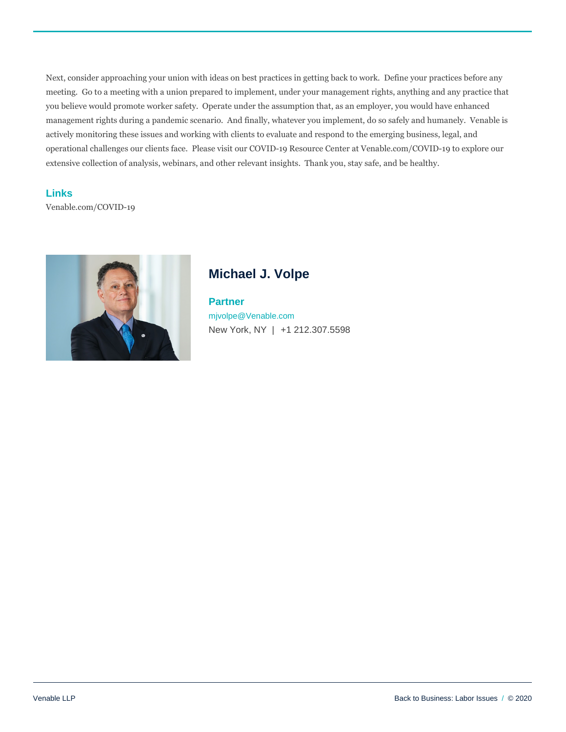Next, consider approaching your union with ideas on best practices in getting back to work. Define your practices before any meeting. Go to a meeting with a union prepared to implement, under your management rights, anything and any practice that you believe would promote worker safety. Operate under the assumption that, as an employer, you would have enhanced management rights during a pandemic scenario. And finally, whatever you implement, do so safely and humanely. Venable is actively monitoring these issues and working with clients to evaluate and respond to the emerging business, legal, and operational challenges our clients face. Please visit our COVID-19 Resource Center at Venable.com/COVID-19 to explore our extensive collection of analysis, webinars, and other relevant insights. Thank you, stay safe, and be healthy.

## Links

Venable.com/COVID-19

## Michael J. Volpe

### Partner

mjvolpe@Venable.com

New York, NY | +1 212.307.5598